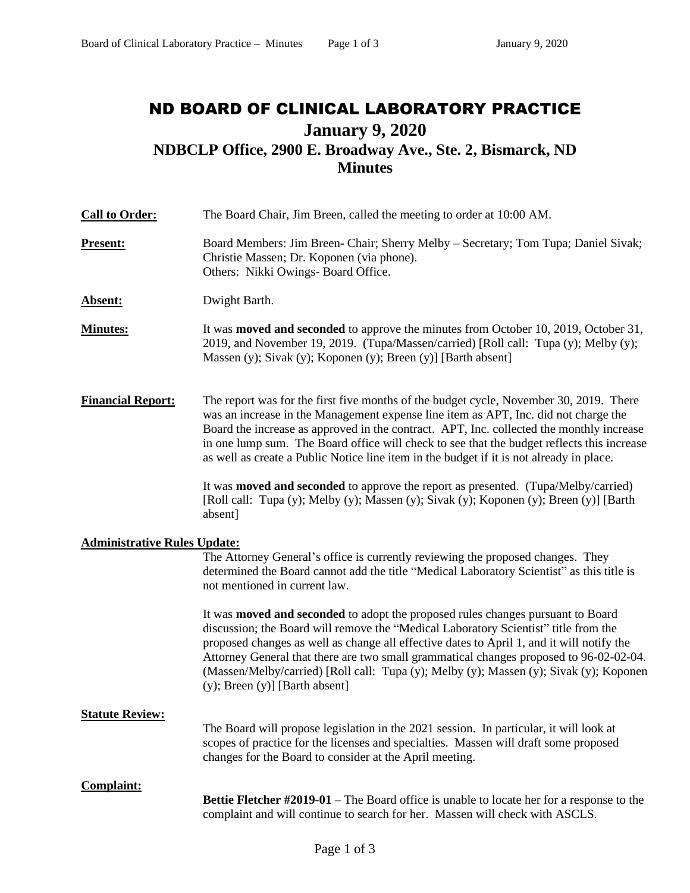# ND BOARD OF CLINICAL LABORATORY PRACTICE

## January 9, 2020

## NDBCLP Office, 2900 E. Broadway Ave., Ste. 2, Bismarck, ND

## Minutes

**Call to Order:** The Board Chair, Jim Breen, called the meeting to order at 10:00 AM.

**Present:** Board Members: Jim Breen- Chair; Sherry Melby – Secretary; Tom Tupa; Daniel Sivak; Christie Massen; Dr. Koponen (via phone).
Others: Nikki Owings- Board Office.

**Absent:** Dwight Barth.

**Minutes:** It was **moved and seconded** to approve the minutes from October 10, 2019, October 31, 2019, and November 19, 2019. (Tupa/Massen/carried) [Roll call: Tupa (y); Melby (y); Massen (y); Sivak (y); Koponen (y); Breen (y)] [Barth absent]

**Financial Report:** The report was for the first five months of the budget cycle, November 30, 2019. There was an increase in the Management expense line item as APT, Inc. did not charge the Board the increase as approved in the contract. APT, Inc. collected the monthly increase in one lump sum. The Board office will check to see that the budget reflects this increase as well as create a Public Notice line item in the budget if it is not already in place.

It was **moved and seconded** to approve the report as presented. (Tupa/Melby/carried) [Roll call: Tupa (y); Melby (y); Massen (y); Sivak (y); Koponen (y); Breen (y)] [Barth absent]

**Administrative Rules Update:**

The Attorney General's office is currently reviewing the proposed changes. They determined the Board cannot add the title "Medical Laboratory Scientist" as this title is not mentioned in current law.

It was **moved and seconded** to adopt the proposed rules changes pursuant to Board discussion; the Board will remove the "Medical Laboratory Scientist" title from the proposed changes as well as change all effective dates to April 1, and it will notify the Attorney General that there are two small grammatical changes proposed to 96-02-02-04. (Massen/Melby/carried) [Roll call: Tupa (y); Melby (y); Massen (y); Sivak (y); Koponen (y); Breen (y)] [Barth absent]

**Statute Review:**

The Board will propose legislation in the 2021 session. In particular, it will look at scopes of practice for the licenses and specialties. Massen will draft some proposed changes for the Board to consider at the April meeting.

**Complaint:**

**Bettie Fletcher #2019-01 –** The Board office is unable to locate her for a response to the complaint and will continue to search for her. Massen will check with ASCLS.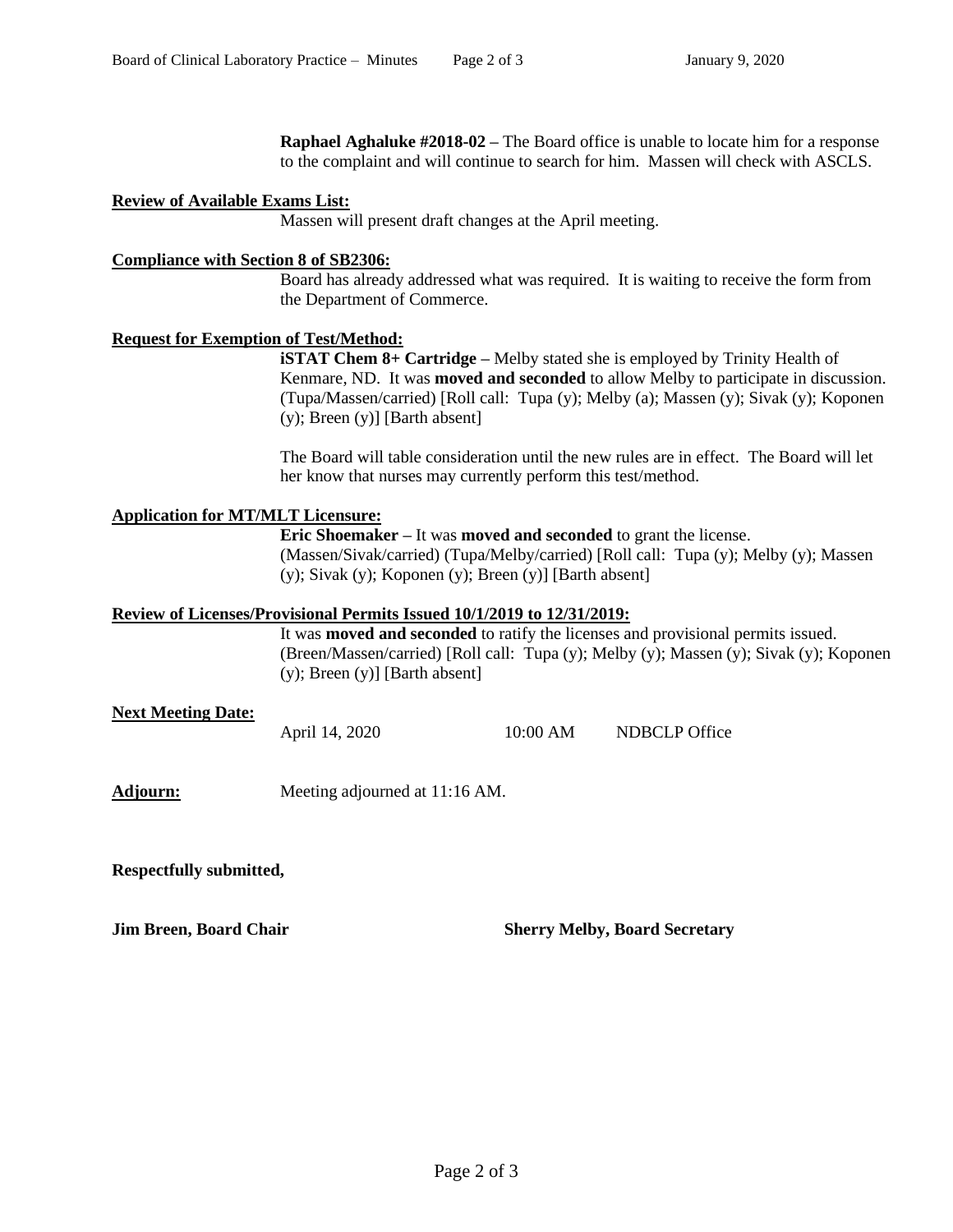**Raphael Aghaluke #2018-02 –** The Board office is unable to locate him for a response to the complaint and will continue to search for him. Massen will check with ASCLS.

**Review of Available Exams List:**

Massen will present draft changes at the April meeting.

**Compliance with Section 8 of SB2306:**

Board has already addressed what was required. It is waiting to receive the form from the Department of Commerce.

**Request for Exemption of Test/Method:**

**iSTAT Chem 8+ Cartridge –** Melby stated she is employed by Trinity Health of Kenmare, ND. It was **moved and seconded** to allow Melby to participate in discussion. (Tupa/Massen/carried) [Roll call: Tupa (y); Melby (a); Massen (y); Sivak (y); Koponen (y); Breen (y)] [Barth absent]

The Board will table consideration until the new rules are in effect. The Board will let her know that nurses may currently perform this test/method.

**Application for MT/MLT Licensure:**

**Eric Shoemaker –** It was **moved and seconded** to grant the license. (Massen/Sivak/carried) (Tupa/Melby/carried) [Roll call: Tupa (y); Melby (y); Massen (y); Sivak (y); Koponen (y); Breen (y)] [Barth absent]

**Review of Licenses/Provisional Permits Issued 10/1/2019 to 12/31/2019:**

It was **moved and seconded** to ratify the licenses and provisional permits issued. (Breen/Massen/carried) [Roll call: Tupa (y); Melby (y); Massen (y); Sivak (y); Koponen (y); Breen (y)] [Barth absent]

**Next Meeting Date:**

April 14, 2020 10:00 AM NDBCLP Office

**Adjourn:** Meeting adjourned at 11:16 AM.

**Respectfully submitted,**

**Jim Breen, Board Chair** **Sherry Melby, Board Secretary**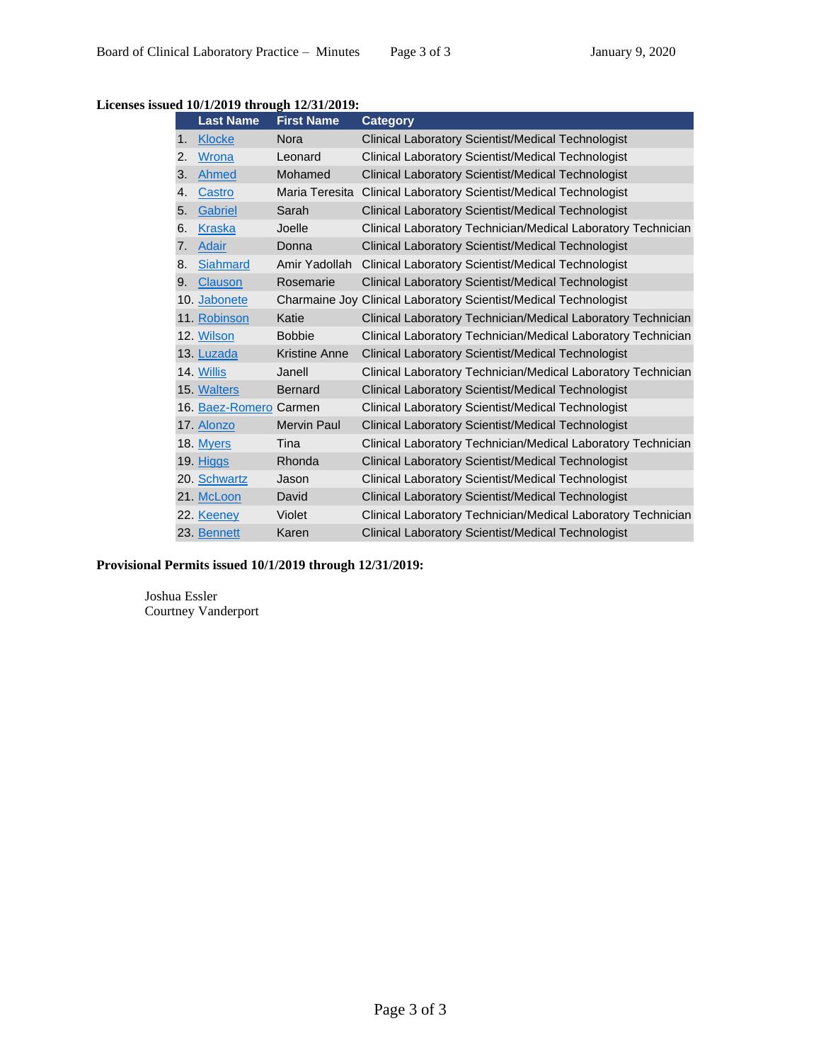**Licenses issued 10/1/2019 through 12/31/2019:**

| | Last Name | First Name | Category |
|---|---|---|---|
| 1. | Klocke | Nora | Clinical Laboratory Scientist/Medical Technologist |
| 2. | Wrona | Leonard | Clinical Laboratory Scientist/Medical Technologist |
| 3. | Ahmed | Mohamed | Clinical Laboratory Scientist/Medical Technologist |
| 4. | Castro | Maria Teresita | Clinical Laboratory Scientist/Medical Technologist |
| 5. | Gabriel | Sarah | Clinical Laboratory Scientist/Medical Technologist |
| 6. | Kraska | Joelle | Clinical Laboratory Technician/Medical Laboratory Technician |
| 7. | Adair | Donna | Clinical Laboratory Scientist/Medical Technologist |
| 8. | Siahmard | Amir Yadollah | Clinical Laboratory Scientist/Medical Technologist |
| 9. | Clauson | Rosemarie | Clinical Laboratory Scientist/Medical Technologist |
| 10. | Jabonete | Charmaine Joy | Clinical Laboratory Scientist/Medical Technologist |
| 11. | Robinson | Katie | Clinical Laboratory Technician/Medical Laboratory Technician |
| 12. | Wilson | Bobbie | Clinical Laboratory Technician/Medical Laboratory Technician |
| 13. | Luzada | Kristine Anne | Clinical Laboratory Scientist/Medical Technologist |
| 14. | Willis | Janell | Clinical Laboratory Technician/Medical Laboratory Technician |
| 15. | Walters | Bernard | Clinical Laboratory Scientist/Medical Technologist |
| 16. | Baez-Romero | Carmen | Clinical Laboratory Scientist/Medical Technologist |
| 17. | Alonzo | Mervin Paul | Clinical Laboratory Scientist/Medical Technologist |
| 18. | Myers | Tina | Clinical Laboratory Technician/Medical Laboratory Technician |
| 19. | Higgs | Rhonda | Clinical Laboratory Scientist/Medical Technologist |
| 20. | Schwartz | Jason | Clinical Laboratory Scientist/Medical Technologist |
| 21. | McLoon | David | Clinical Laboratory Scientist/Medical Technologist |
| 22. | Keeney | Violet | Clinical Laboratory Technician/Medical Laboratory Technician |
| 23. | Bennett | Karen | Clinical Laboratory Scientist/Medical Technologist |

**Provisional Permits issued 10/1/2019 through 12/31/2019:**

Joshua Essler
Courtney Vanderport